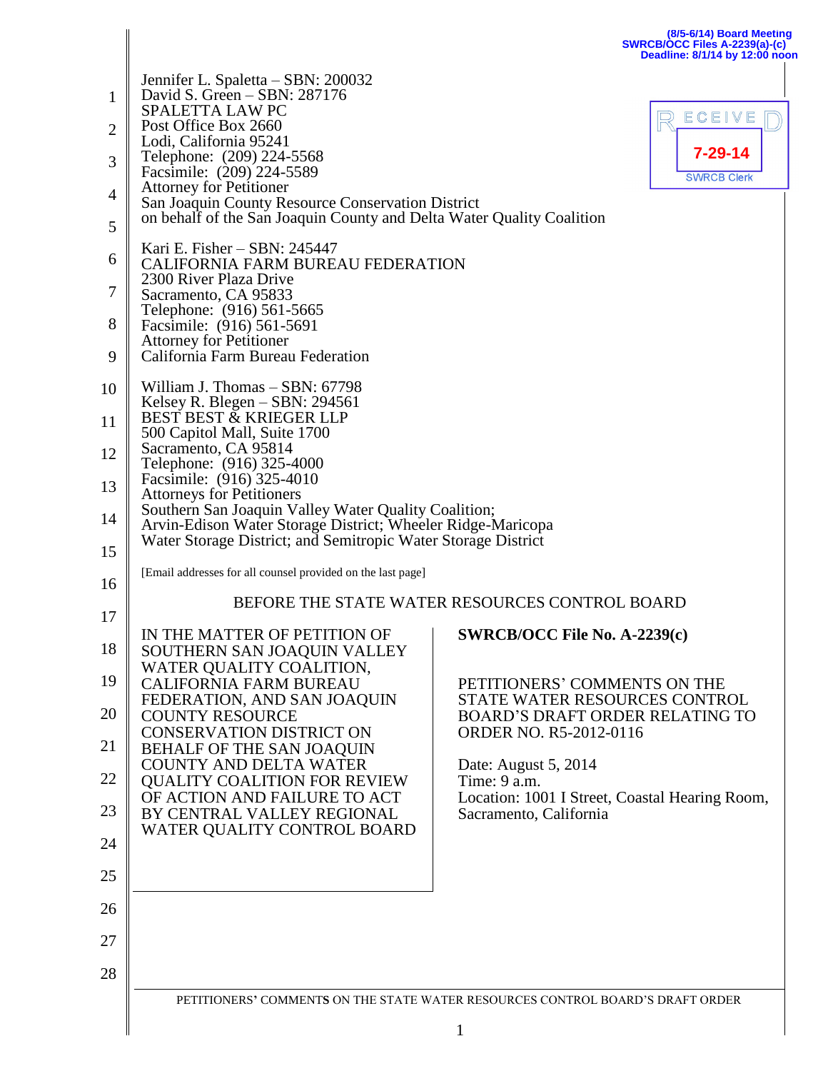(8/5-6/14) Board Meeting
SWRCB/OCC Files A-2239(a)-(c)
Deadline: 8/1/14 by 12:00 noon

RECEIVED
7-29-14
SWRCB Clerk

Jennifer L. Spaletta – SBN: 200032
David S. Green – SBN: 287176
SPALETTA LAW PC
Post Office Box 2660
Lodi, California 95241
Telephone: (209) 224-5568
Facsimile: (209) 224-5589
Attorney for Petitioner
San Joaquin County Resource Conservation District
on behalf of the San Joaquin County and Delta Water Quality Coalition

Kari E. Fisher – SBN: 245447
CALIFORNIA FARM BUREAU FEDERATION
2300 River Plaza Drive
Sacramento, CA 95833
Telephone: (916) 561-5665
Facsimile: (916) 561-5691
Attorney for Petitioner
California Farm Bureau Federation

William J. Thomas – SBN: 67798
Kelsey R. Blegen – SBN: 294561
BEST BEST & KRIEGER LLP
500 Capitol Mall, Suite 1700
Sacramento, CA 95814
Telephone: (916) 325-4000
Facsimile: (916) 325-4010
Attorneys for Petitioners
Southern San Joaquin Valley Water Quality Coalition;
Arvin-Edison Water Storage District; Wheeler Ridge-Maricopa
Water Storage District; and Semitropic Water Storage District

[Email addresses for all counsel provided on the last page]

## BEFORE THE STATE WATER RESOURCES CONTROL BOARD

IN THE MATTER OF PETITION OF SOUTHERN SAN JOAQUIN VALLEY WATER QUALITY COALITION, CALIFORNIA FARM BUREAU FEDERATION, AND SAN JOAQUIN COUNTY RESOURCE CONSERVATION DISTRICT ON BEHALF OF THE SAN JOAQUIN COUNTY AND DELTA WATER QUALITY COALITION FOR REVIEW OF ACTION AND FAILURE TO ACT BY CENTRAL VALLEY REGIONAL WATER QUALITY CONTROL BOARD

**SWRCB/OCC File No. A-2239(c)**

PETITIONERS' COMMENTS ON THE STATE WATER RESOURCES CONTROL BOARD'S DRAFT ORDER RELATING TO ORDER NO. R5-2012-0116

Date: August 5, 2014
Time: 9 a.m.
Location: 1001 I Street, Coastal Hearing Room, Sacramento, California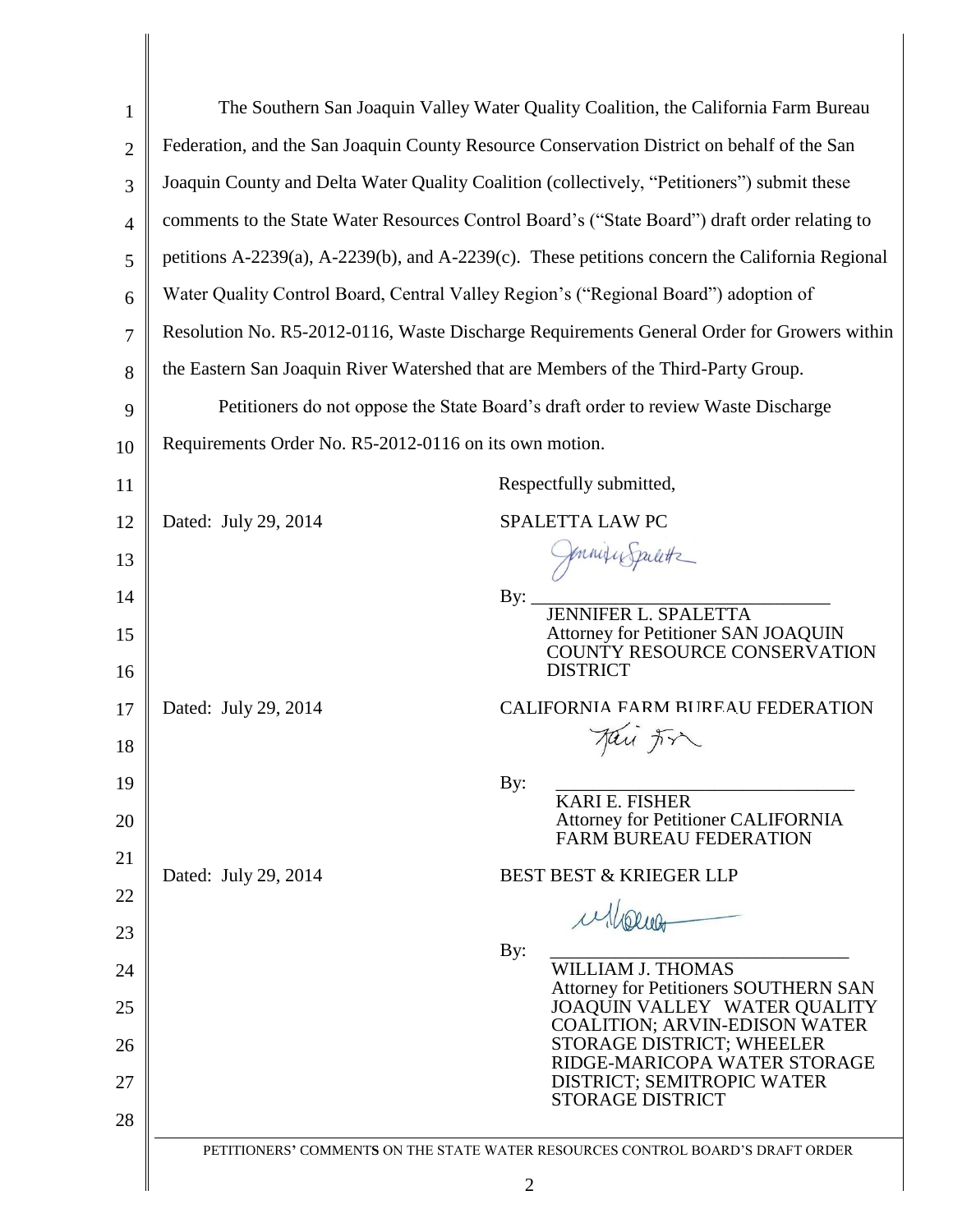The Southern San Joaquin Valley Water Quality Coalition, the California Farm Bureau Federation, and the San Joaquin County Resource Conservation District on behalf of the San Joaquin County and Delta Water Quality Coalition (collectively, "Petitioners") submit these comments to the State Water Resources Control Board's ("State Board") draft order relating to petitions A-2239(a), A-2239(b), and A-2239(c). These petitions concern the California Regional Water Quality Control Board, Central Valley Region's ("Regional Board") adoption of Resolution No. R5-2012-0116, Waste Discharge Requirements General Order for Growers within the Eastern San Joaquin River Watershed that are Members of the Third-Party Group.

Petitioners do not oppose the State Board's draft order to review Waste Discharge Requirements Order No. R5-2012-0116 on its own motion.

Respectfully submitted,

Dated: July 29, 2014

SPALETTA LAW PC

By: ______________________________
JENNIFER L. SPALETTA
Attorney for Petitioner SAN JOAQUIN COUNTY RESOURCE CONSERVATION DISTRICT

Dated: July 29, 2014

CALIFORNIA FARM BUREAU FEDERATION

By: ______________________________
KARI E. FISHER
Attorney for Petitioner CALIFORNIA FARM BUREAU FEDERATION

Dated: July 29, 2014

BEST BEST & KRIEGER LLP

By: ______________________________
WILLIAM J. THOMAS
Attorney for Petitioners SOUTHERN SAN JOAQUIN VALLEY WATER QUALITY COALITION; ARVIN-EDISON WATER STORAGE DISTRICT; WHEELER RIDGE-MARICOPA WATER STORAGE DISTRICT; SEMITROPIC WATER STORAGE DISTRICT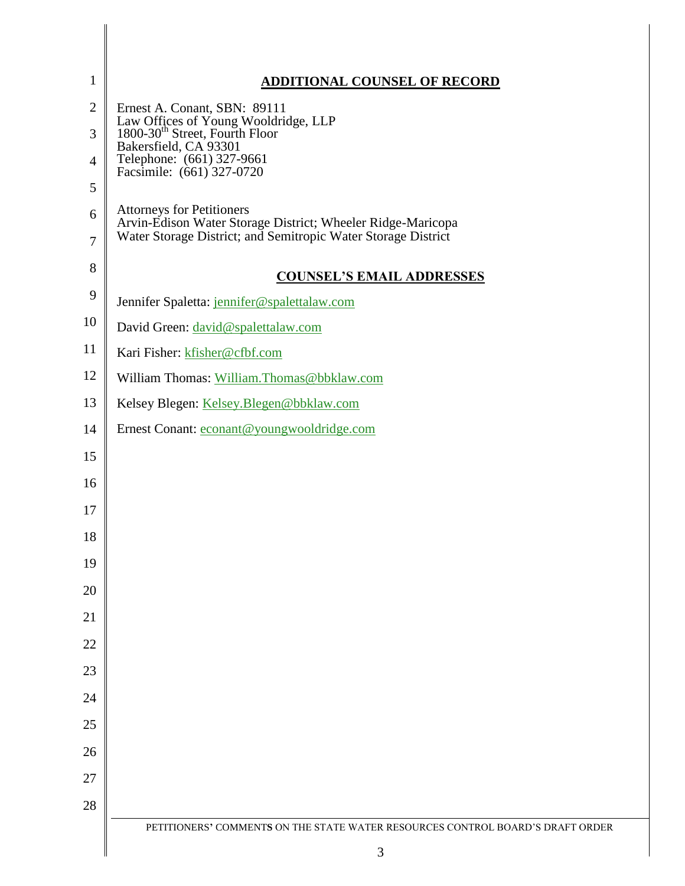## ADDITIONAL COUNSEL OF RECORD

Ernest A. Conant, SBN: 89111
Law Offices of Young Wooldridge, LLP
1800-30th Street, Fourth Floor
Bakersfield, CA 93301
Telephone: (661) 327-9661
Facsimile: (661) 327-0720

Attorneys for Petitioners
Arvin-Edison Water Storage District; Wheeler Ridge-Maricopa Water Storage District; and Semitropic Water Storage District

## COUNSEL'S EMAIL ADDRESSES

Jennifer Spaletta: jennifer@spalettalaw.com

David Green: david@spalettalaw.com

Kari Fisher: kfisher@cfbf.com

William Thomas: William.Thomas@bbklaw.com

Kelsey Blegen: Kelsey.Blegen@bbklaw.com

Ernest Conant: econant@youngwooldridge.com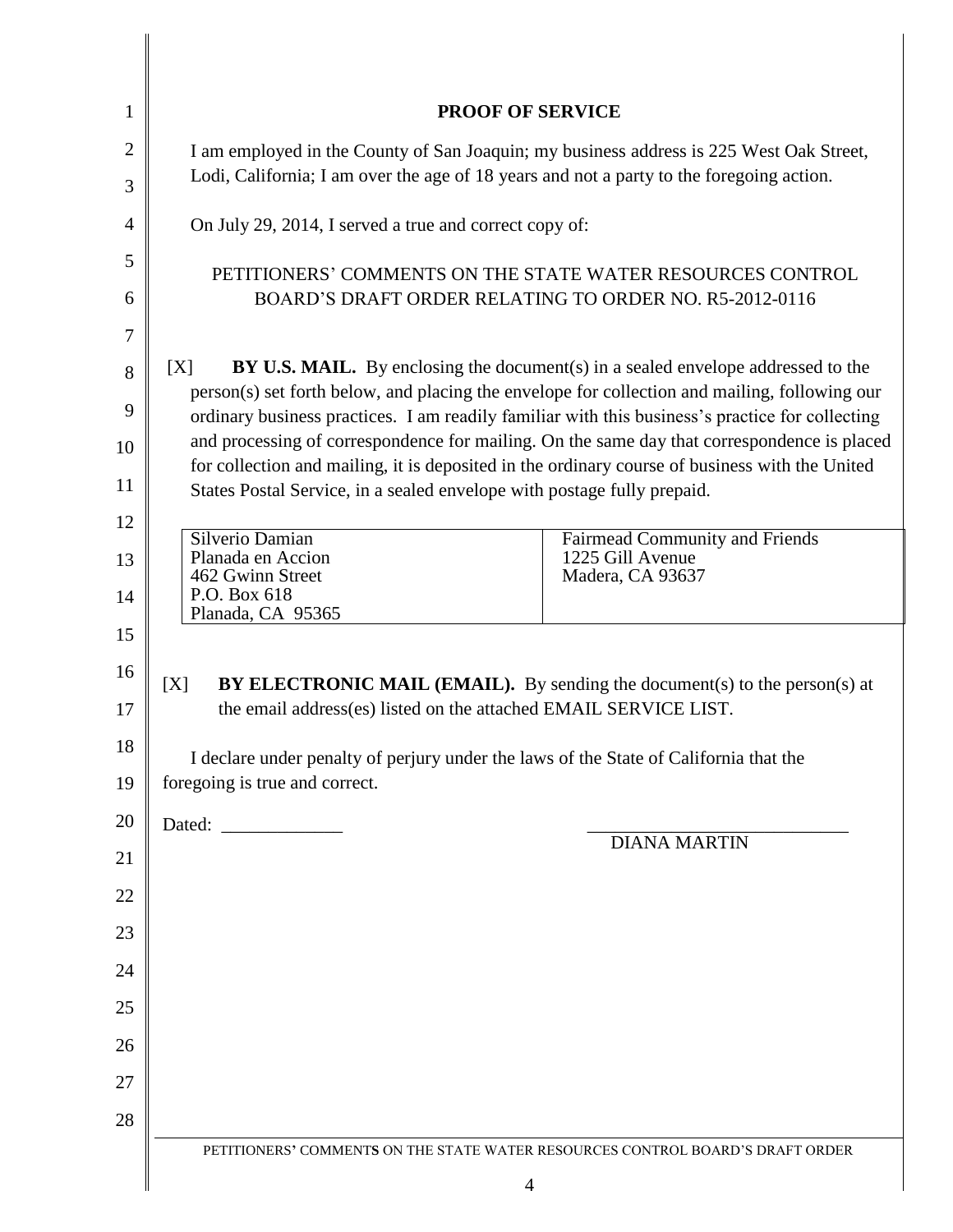# PROOF OF SERVICE

I am employed in the County of San Joaquin; my business address is 225 West Oak Street, Lodi, California; I am over the age of 18 years and not a party to the foregoing action.

On July 29, 2014, I served a true and correct copy of:

PETITIONERS' COMMENTS ON THE STATE WATER RESOURCES CONTROL BOARD'S DRAFT ORDER RELATING TO ORDER NO. R5-2012-0116

[X] **BY U.S. MAIL.** By enclosing the document(s) in a sealed envelope addressed to the person(s) set forth below, and placing the envelope for collection and mailing, following our ordinary business practices. I am readily familiar with this business's practice for collecting and processing of correspondence for mailing. On the same day that correspondence is placed for collection and mailing, it is deposited in the ordinary course of business with the United States Postal Service, in a sealed envelope with postage fully prepaid.

| | |
|---|---|
| Silverio Damian<br>Planada en Accion<br>462 Gwinn Street<br>P.O. Box 618<br>Planada, CA 95365 | Fairmead Community and Friends<br>1225 Gill Avenue<br>Madera, CA 93637 |

[X] **BY ELECTRONIC MAIL (EMAIL).** By sending the document(s) to the person(s) at the email address(es) listed on the attached EMAIL SERVICE LIST.

I declare under penalty of perjury under the laws of the State of California that the foregoing is true and correct.

Dated: _____________

_____________________________
DIANA MARTIN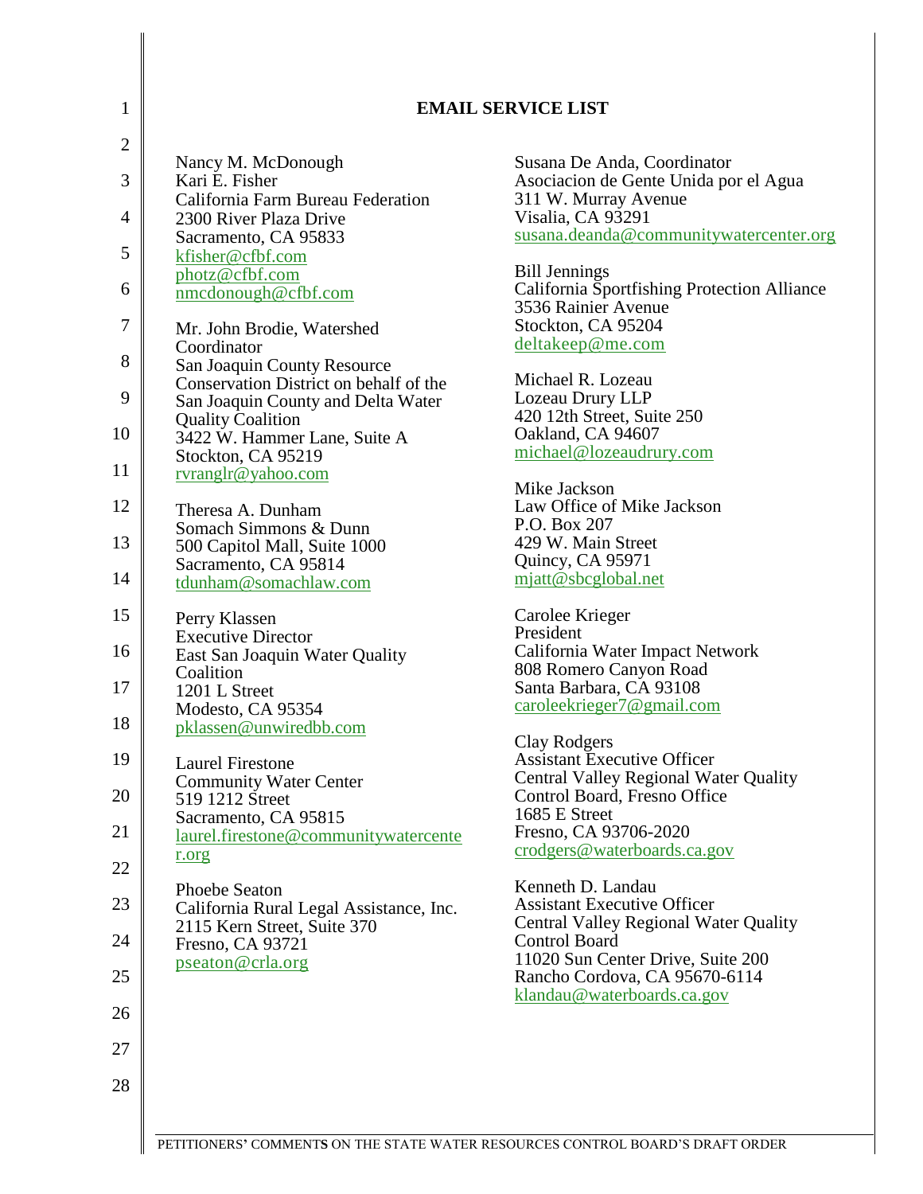**EMAIL SERVICE LIST**

Nancy M. McDonough
Kari E. Fisher
California Farm Bureau Federation
2300 River Plaza Drive
Sacramento, CA 95833
kfisher@cfbf.com
photz@cfbf.com
nmcdonough@cfbf.com

Mr. John Brodie, Watershed Coordinator
San Joaquin County Resource Conservation District on behalf of the San Joaquin County and Delta Water Quality Coalition
3422 W. Hammer Lane, Suite A
Stockton, CA 95219
rvranglr@yahoo.com

Theresa A. Dunham
Somach Simmons & Dunn
500 Capitol Mall, Suite 1000
Sacramento, CA 95814
tdunham@somachlaw.com

Perry Klassen
Executive Director
East San Joaquin Water Quality Coalition
1201 L Street
Modesto, CA 95354
pklassen@unwiredbb.com

Laurel Firestone
Community Water Center
519 1212 Street
Sacramento, CA 95815
laurel.firestone@communitywatercenter.org

Phoebe Seaton
California Rural Legal Assistance, Inc.
2115 Kern Street, Suite 370
Fresno, CA 93721
pseaton@crla.org

Susana De Anda, Coordinator
Asociacion de Gente Unida por el Agua
311 W. Murray Avenue
Visalia, CA 93291
susana.deanda@communitywatercenter.org

Bill Jennings
California Sportfishing Protection Alliance
3536 Rainier Avenue
Stockton, CA 95204
deltakeep@me.com

Michael R. Lozeau
Lozeau Drury LLP
420 12th Street, Suite 250
Oakland, CA 94607
michael@lozeaudrury.com

Mike Jackson
Law Office of Mike Jackson
P.O. Box 207
429 W. Main Street
Quincy, CA 95971
mjatt@sbcglobal.net

Carolee Krieger
President
California Water Impact Network
808 Romero Canyon Road
Santa Barbara, CA 93108
caroleekrieger7@gmail.com

Clay Rodgers
Assistant Executive Officer
Central Valley Regional Water Quality Control Board, Fresno Office
1685 E Street
Fresno, CA 93706-2020
crodgers@waterboards.ca.gov

Kenneth D. Landau
Assistant Executive Officer
Central Valley Regional Water Quality Control Board
11020 Sun Center Drive, Suite 200
Rancho Cordova, CA 95670-6114
klandau@waterboards.ca.gov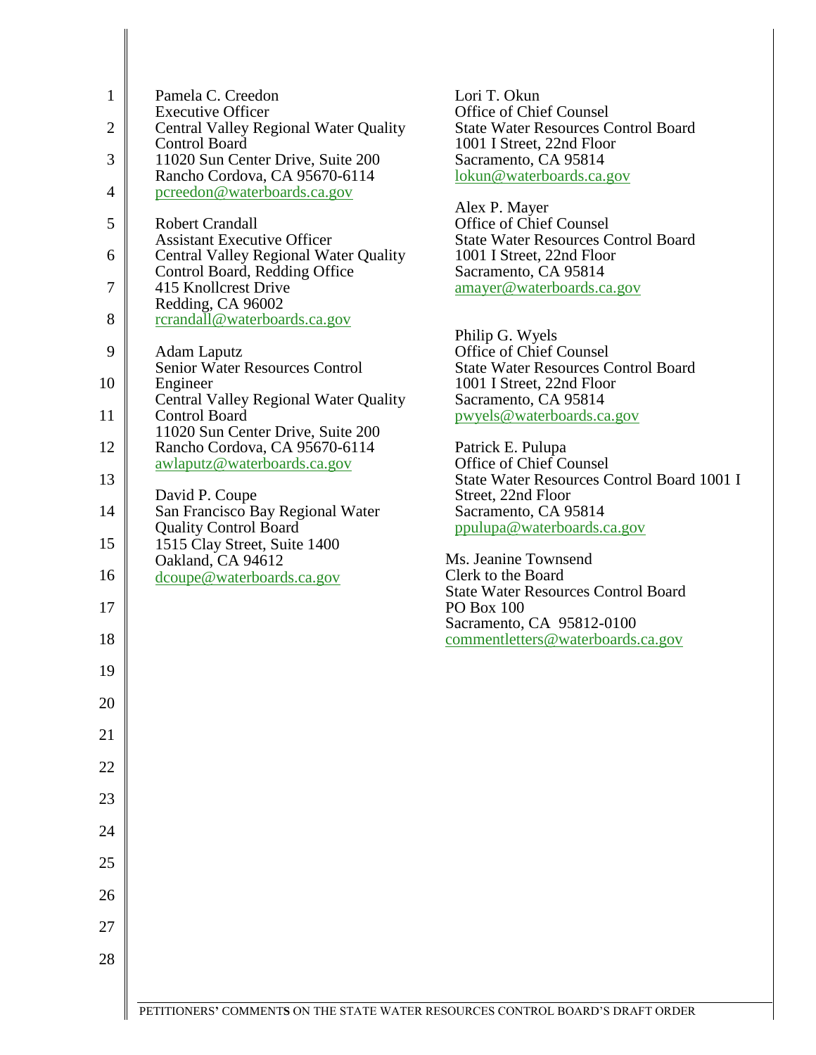Pamela C. Creedon
Executive Officer
Central Valley Regional Water Quality Control Board
11020 Sun Center Drive, Suite 200
Rancho Cordova, CA 95670-6114
pcreedon@waterboards.ca.gov

Robert Crandall
Assistant Executive Officer
Central Valley Regional Water Quality Control Board, Redding Office
415 Knollcrest Drive
Redding, CA 96002
rcrandall@waterboards.ca.gov

Adam Laputz
Senior Water Resources Control Engineer
Central Valley Regional Water Quality Control Board
11020 Sun Center Drive, Suite 200
Rancho Cordova, CA 95670-6114
awlaputz@waterboards.ca.gov

David P. Coupe
San Francisco Bay Regional Water Quality Control Board
1515 Clay Street, Suite 1400
Oakland, CA 94612
dcoupe@waterboards.ca.gov

Lori T. Okun
Office of Chief Counsel
State Water Resources Control Board
1001 I Street, 22nd Floor
Sacramento, CA 95814
lokun@waterboards.ca.gov

Alex P. Mayer
Office of Chief Counsel
State Water Resources Control Board
1001 I Street, 22nd Floor
Sacramento, CA 95814
amayer@waterboards.ca.gov

Philip G. Wyels
Office of Chief Counsel
State Water Resources Control Board
1001 I Street, 22nd Floor
Sacramento, CA 95814
pwyels@waterboards.ca.gov

Patrick E. Pulupa
Office of Chief Counsel
State Water Resources Control Board 1001 I Street, 22nd Floor
Sacramento, CA 95814
ppulupa@waterboards.ca.gov

Ms. Jeanine Townsend
Clerk to the Board
State Water Resources Control Board
PO Box 100
Sacramento, CA 95812-0100
commentletters@waterboards.ca.gov